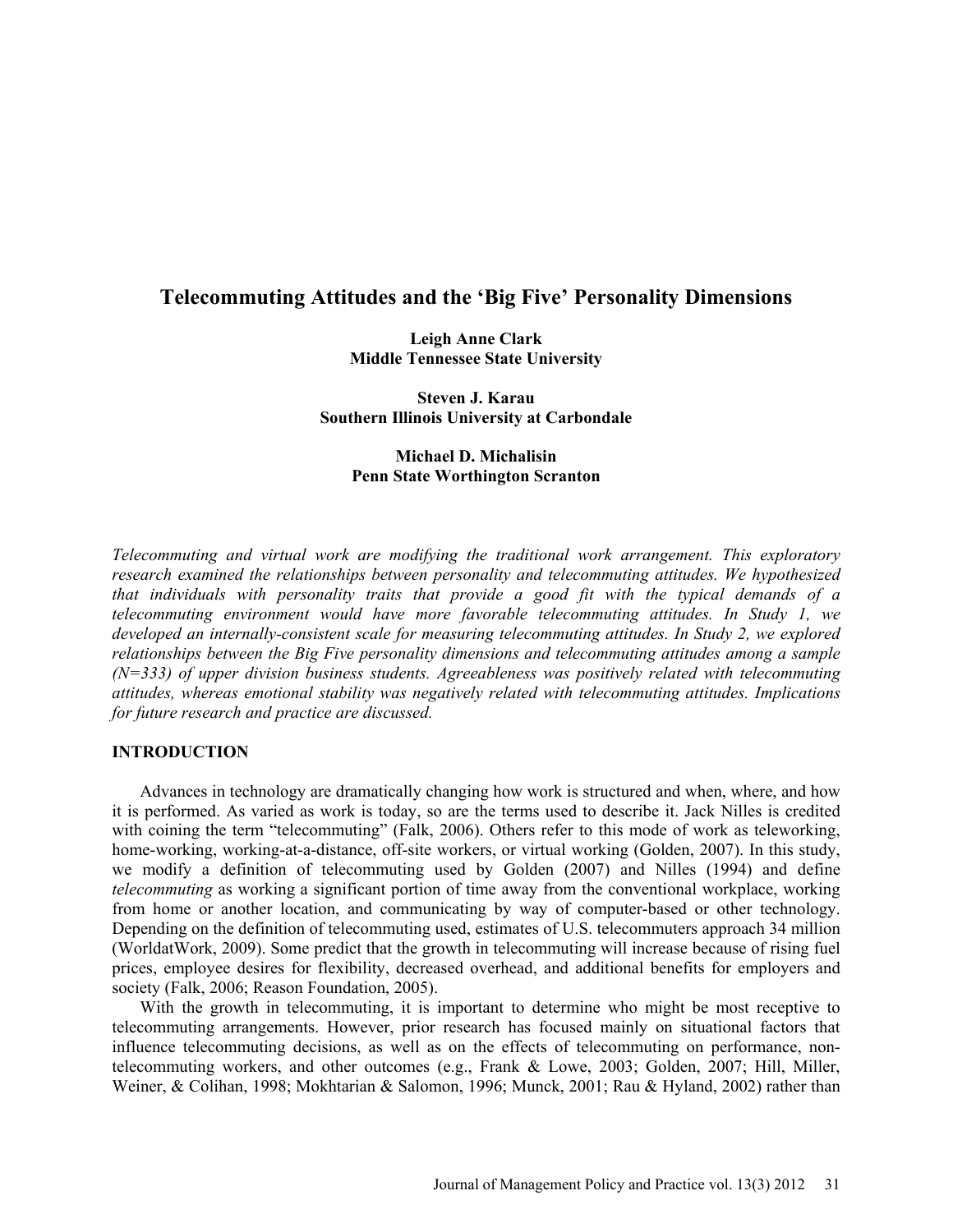# Telecommuting Attitudes and the 'Big Five' Personality Dimensions

**Leigh Anne Clark**
**Middle Tennessee State University**

**Steven J. Karau**
**Southern Illinois University at Carbondale**

**Michael D. Michalisin**
**Penn State Worthington Scranton**

*Telecommuting and virtual work are modifying the traditional work arrangement. This exploratory research examined the relationships between personality and telecommuting attitudes. We hypothesized that individuals with personality traits that provide a good fit with the typical demands of a telecommuting environment would have more favorable telecommuting attitudes. In Study 1, we developed an internally-consistent scale for measuring telecommuting attitudes. In Study 2, we explored relationships between the Big Five personality dimensions and telecommuting attitudes among a sample (N=333) of upper division business students. Agreeableness was positively related with telecommuting attitudes, whereas emotional stability was negatively related with telecommuting attitudes. Implications for future research and practice are discussed.*

## INTRODUCTION

Advances in technology are dramatically changing how work is structured and when, where, and how it is performed. As varied as work is today, so are the terms used to describe it. Jack Nilles is credited with coining the term "telecommuting" (Falk, 2006). Others refer to this mode of work as teleworking, home-working, working-at-a-distance, off-site workers, or virtual working (Golden, 2007). In this study, we modify a definition of telecommuting used by Golden (2007) and Nilles (1994) and define *telecommuting* as working a significant portion of time away from the conventional workplace, working from home or another location, and communicating by way of computer-based or other technology. Depending on the definition of telecommuting used, estimates of U.S. telecommuters approach 34 million (WorldatWork, 2009). Some predict that the growth in telecommuting will increase because of rising fuel prices, employee desires for flexibility, decreased overhead, and additional benefits for employers and society (Falk, 2006; Reason Foundation, 2005).

With the growth in telecommuting, it is important to determine who might be most receptive to telecommuting arrangements. However, prior research has focused mainly on situational factors that influence telecommuting decisions, as well as on the effects of telecommuting on performance, non-telecommuting workers, and other outcomes (e.g., Frank & Lowe, 2003; Golden, 2007; Hill, Miller, Weiner, & Colihan, 1998; Mokhtarian & Salomon, 1996; Munck, 2001; Rau & Hyland, 2002) rather than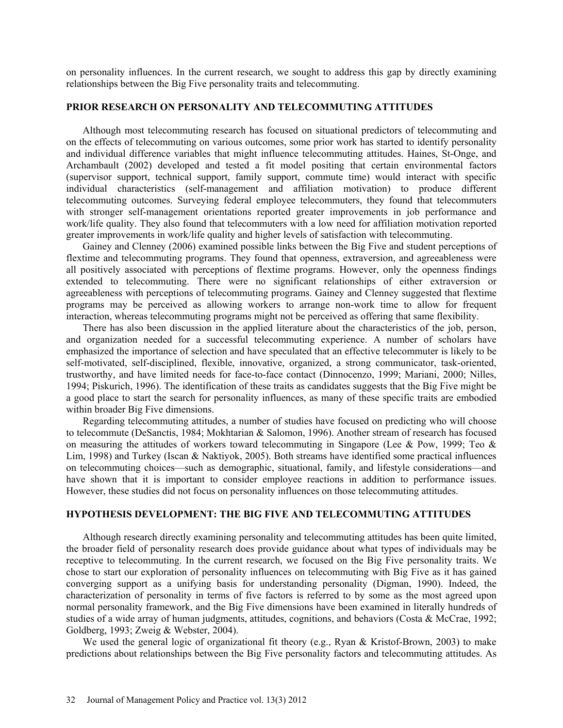on personality influences. In the current research, we sought to address this gap by directly examining relationships between the Big Five personality traits and telecommuting.

## PRIOR RESEARCH ON PERSONALITY AND TELECOMMUTING ATTITUDES

Although most telecommuting research has focused on situational predictors of telecommuting and on the effects of telecommuting on various outcomes, some prior work has started to identify personality and individual difference variables that might influence telecommuting attitudes. Haines, St-Onge, and Archambault (2002) developed and tested a fit model positing that certain environmental factors (supervisor support, technical support, family support, commute time) would interact with specific individual characteristics (self-management and affiliation motivation) to produce different telecommuting outcomes. Surveying federal employee telecommuters, they found that telecommuters with stronger self-management orientations reported greater improvements in job performance and work/life quality. They also found that telecommuters with a low need for affiliation motivation reported greater improvements in work/life quality and higher levels of satisfaction with telecommuting.

Gainey and Clenney (2006) examined possible links between the Big Five and student perceptions of flextime and telecommuting programs. They found that openness, extraversion, and agreeableness were all positively associated with perceptions of flextime programs. However, only the openness findings extended to telecommuting. There were no significant relationships of either extraversion or agreeableness with perceptions of telecommuting programs. Gainey and Clenney suggested that flextime programs may be perceived as allowing workers to arrange non-work time to allow for frequent interaction, whereas telecommuting programs might not be perceived as offering that same flexibility.

There has also been discussion in the applied literature about the characteristics of the job, person, and organization needed for a successful telecommuting experience. A number of scholars have emphasized the importance of selection and have speculated that an effective telecommuter is likely to be self-motivated, self-disciplined, flexible, innovative, organized, a strong communicator, task-oriented, trustworthy, and have limited needs for face-to-face contact (Dinnocenzo, 1999; Mariani, 2000; Nilles, 1994; Piskurich, 1996). The identification of these traits as candidates suggests that the Big Five might be a good place to start the search for personality influences, as many of these specific traits are embodied within broader Big Five dimensions.

Regarding telecommuting attitudes, a number of studies have focused on predicting who will choose to telecommute (DeSanctis, 1984; Mokhtarian & Salomon, 1996). Another stream of research has focused on measuring the attitudes of workers toward telecommuting in Singapore (Lee & Pow, 1999; Teo & Lim, 1998) and Turkey (Iscan & Naktiyok, 2005). Both streams have identified some practical influences on telecommuting choices—such as demographic, situational, family, and lifestyle considerations—and have shown that it is important to consider employee reactions in addition to performance issues. However, these studies did not focus on personality influences on those telecommuting attitudes.

## HYPOTHESIS DEVELOPMENT: THE BIG FIVE AND TELECOMMUTING ATTITUDES

Although research directly examining personality and telecommuting attitudes has been quite limited, the broader field of personality research does provide guidance about what types of individuals may be receptive to telecommuting. In the current research, we focused on the Big Five personality traits. We chose to start our exploration of personality influences on telecommuting with Big Five as it has gained converging support as a unifying basis for understanding personality (Digman, 1990). Indeed, the characterization of personality in terms of five factors is referred to by some as the most agreed upon normal personality framework, and the Big Five dimensions have been examined in literally hundreds of studies of a wide array of human judgments, attitudes, cognitions, and behaviors (Costa & McCrae, 1992; Goldberg, 1993; Zweig & Webster, 2004).

We used the general logic of organizational fit theory (e.g., Ryan & Kristof-Brown, 2003) to make predictions about relationships between the Big Five personality factors and telecommuting attitudes. As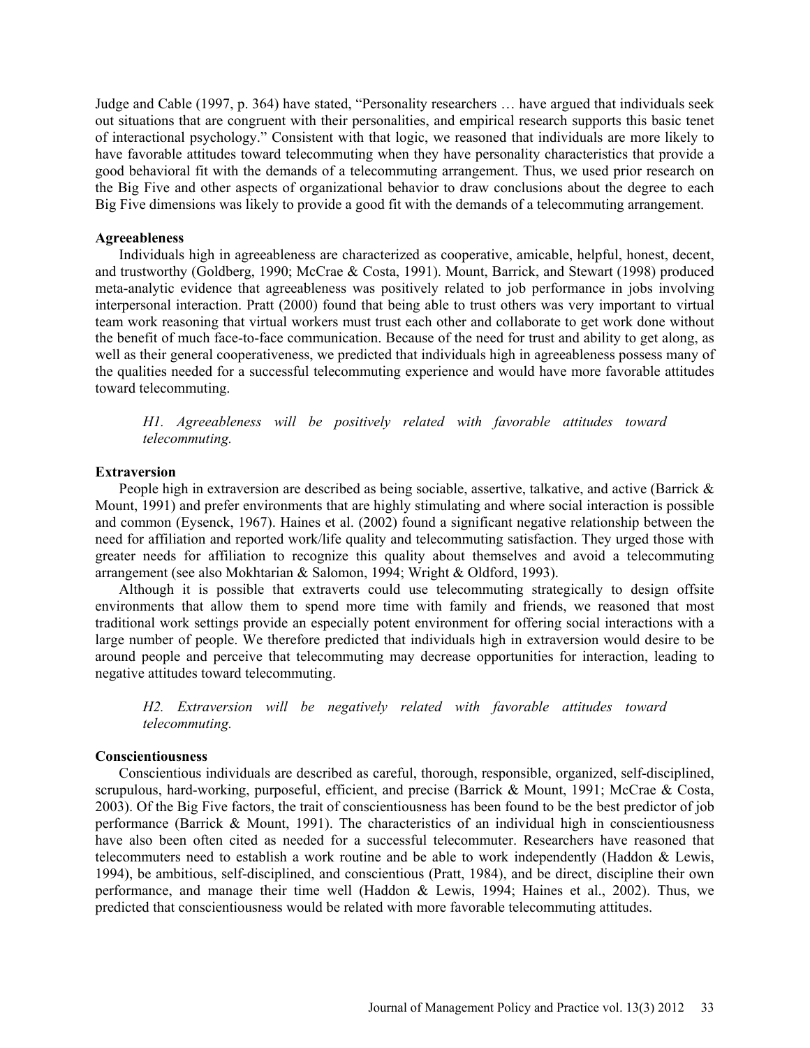Judge and Cable (1997, p. 364) have stated, "Personality researchers … have argued that individuals seek out situations that are congruent with their personalities, and empirical research supports this basic tenet of interactional psychology." Consistent with that logic, we reasoned that individuals are more likely to have favorable attitudes toward telecommuting when they have personality characteristics that provide a good behavioral fit with the demands of a telecommuting arrangement. Thus, we used prior research on the Big Five and other aspects of organizational behavior to draw conclusions about the degree to each Big Five dimensions was likely to provide a good fit with the demands of a telecommuting arrangement.

**Agreeableness**

Individuals high in agreeableness are characterized as cooperative, amicable, helpful, honest, decent, and trustworthy (Goldberg, 1990; McCrae & Costa, 1991). Mount, Barrick, and Stewart (1998) produced meta-analytic evidence that agreeableness was positively related to job performance in jobs involving interpersonal interaction. Pratt (2000) found that being able to trust others was very important to virtual team work reasoning that virtual workers must trust each other and collaborate to get work done without the benefit of much face-to-face communication. Because of the need for trust and ability to get along, as well as their general cooperativeness, we predicted that individuals high in agreeableness possess many of the qualities needed for a successful telecommuting experience and would have more favorable attitudes toward telecommuting.

> *H1. Agreeableness will be positively related with favorable attitudes toward telecommuting.*

**Extraversion**

People high in extraversion are described as being sociable, assertive, talkative, and active (Barrick & Mount, 1991) and prefer environments that are highly stimulating and where social interaction is possible and common (Eysenck, 1967). Haines et al. (2002) found a significant negative relationship between the need for affiliation and reported work/life quality and telecommuting satisfaction. They urged those with greater needs for affiliation to recognize this quality about themselves and avoid a telecommuting arrangement (see also Mokhtarian & Salomon, 1994; Wright & Oldford, 1993).

Although it is possible that extraverts could use telecommuting strategically to design offsite environments that allow them to spend more time with family and friends, we reasoned that most traditional work settings provide an especially potent environment for offering social interactions with a large number of people. We therefore predicted that individuals high in extraversion would desire to be around people and perceive that telecommuting may decrease opportunities for interaction, leading to negative attitudes toward telecommuting.

> *H2. Extraversion will be negatively related with favorable attitudes toward telecommuting.*

**Conscientiousness**

Conscientious individuals are described as careful, thorough, responsible, organized, self-disciplined, scrupulous, hard-working, purposeful, efficient, and precise (Barrick & Mount, 1991; McCrae & Costa, 2003). Of the Big Five factors, the trait of conscientiousness has been found to be the best predictor of job performance (Barrick & Mount, 1991). The characteristics of an individual high in conscientiousness have also been often cited as needed for a successful telecommuter. Researchers have reasoned that telecommuters need to establish a work routine and be able to work independently (Haddon & Lewis, 1994), be ambitious, self-disciplined, and conscientious (Pratt, 1984), and be direct, discipline their own performance, and manage their time well (Haddon & Lewis, 1994; Haines et al., 2002). Thus, we predicted that conscientiousness would be related with more favorable telecommuting attitudes.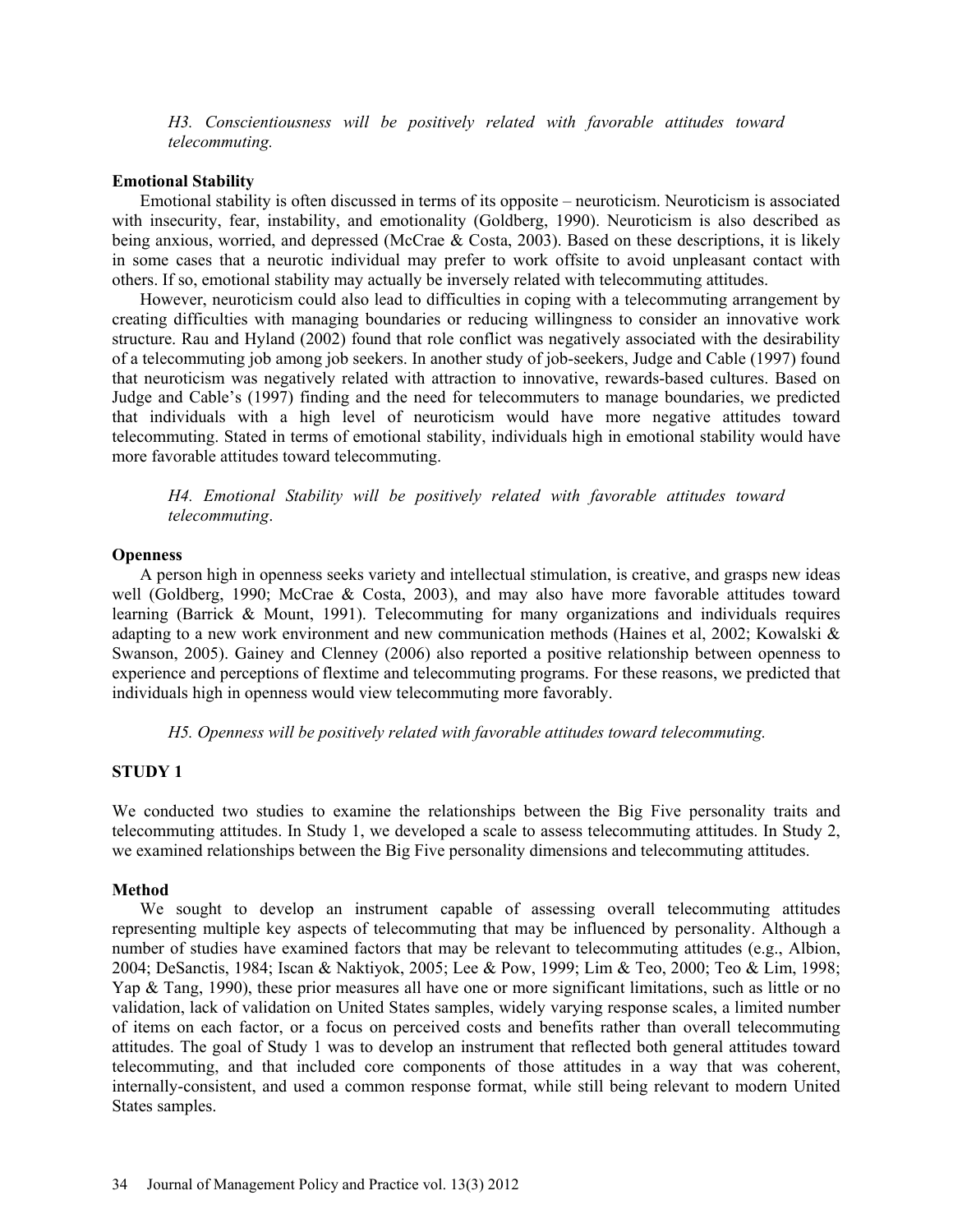*H3. Conscientiousness will be positively related with favorable attitudes toward telecommuting.*

**Emotional Stability**

Emotional stability is often discussed in terms of its opposite – neuroticism. Neuroticism is associated with insecurity, fear, instability, and emotionality (Goldberg, 1990). Neuroticism is also described as being anxious, worried, and depressed (McCrae & Costa, 2003). Based on these descriptions, it is likely in some cases that a neurotic individual may prefer to work offsite to avoid unpleasant contact with others. If so, emotional stability may actually be inversely related with telecommuting attitudes.

However, neuroticism could also lead to difficulties in coping with a telecommuting arrangement by creating difficulties with managing boundaries or reducing willingness to consider an innovative work structure. Rau and Hyland (2002) found that role conflict was negatively associated with the desirability of a telecommuting job among job seekers. In another study of job-seekers, Judge and Cable (1997) found that neuroticism was negatively related with attraction to innovative, rewards-based cultures. Based on Judge and Cable's (1997) finding and the need for telecommuters to manage boundaries, we predicted that individuals with a high level of neuroticism would have more negative attitudes toward telecommuting. Stated in terms of emotional stability, individuals high in emotional stability would have more favorable attitudes toward telecommuting.

*H4. Emotional Stability will be positively related with favorable attitudes toward telecommuting*.

**Openness**

A person high in openness seeks variety and intellectual stimulation, is creative, and grasps new ideas well (Goldberg, 1990; McCrae & Costa, 2003), and may also have more favorable attitudes toward learning (Barrick & Mount, 1991). Telecommuting for many organizations and individuals requires adapting to a new work environment and new communication methods (Haines et al, 2002; Kowalski & Swanson, 2005). Gainey and Clenney (2006) also reported a positive relationship between openness to experience and perceptions of flextime and telecommuting programs. For these reasons, we predicted that individuals high in openness would view telecommuting more favorably.

*H5. Openness will be positively related with favorable attitudes toward telecommuting.*

## STUDY 1

We conducted two studies to examine the relationships between the Big Five personality traits and telecommuting attitudes. In Study 1, we developed a scale to assess telecommuting attitudes. In Study 2, we examined relationships between the Big Five personality dimensions and telecommuting attitudes.

**Method**

We sought to develop an instrument capable of assessing overall telecommuting attitudes representing multiple key aspects of telecommuting that may be influenced by personality. Although a number of studies have examined factors that may be relevant to telecommuting attitudes (e.g., Albion, 2004; DeSanctis, 1984; Iscan & Naktiyok, 2005; Lee & Pow, 1999; Lim & Teo, 2000; Teo & Lim, 1998; Yap & Tang, 1990), these prior measures all have one or more significant limitations, such as little or no validation, lack of validation on United States samples, widely varying response scales, a limited number of items on each factor, or a focus on perceived costs and benefits rather than overall telecommuting attitudes. The goal of Study 1 was to develop an instrument that reflected both general attitudes toward telecommuting, and that included core components of those attitudes in a way that was coherent, internally-consistent, and used a common response format, while still being relevant to modern United States samples.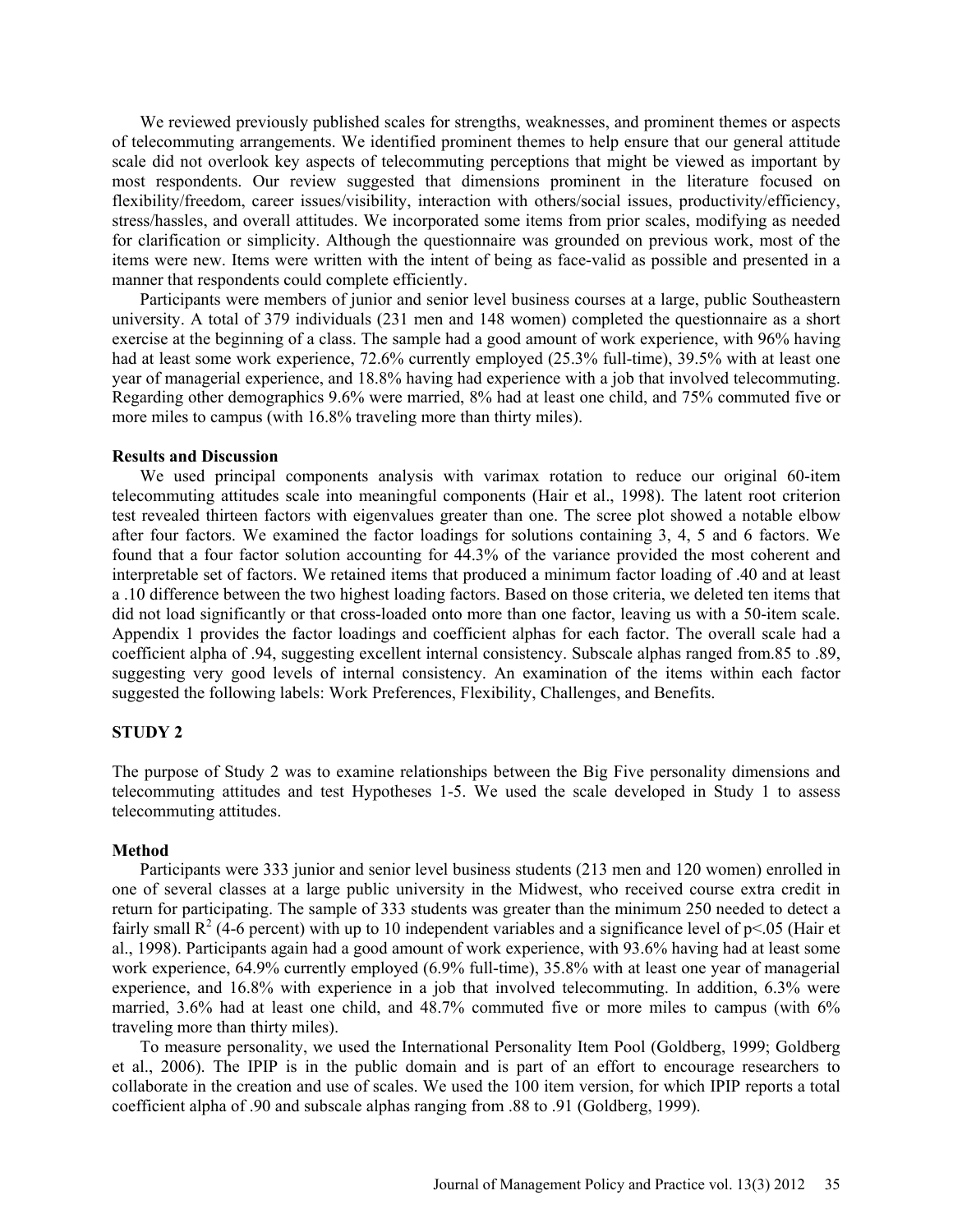We reviewed previously published scales for strengths, weaknesses, and prominent themes or aspects of telecommuting arrangements. We identified prominent themes to help ensure that our general attitude scale did not overlook key aspects of telecommuting perceptions that might be viewed as important by most respondents. Our review suggested that dimensions prominent in the literature focused on flexibility/freedom, career issues/visibility, interaction with others/social issues, productivity/efficiency, stress/hassles, and overall attitudes. We incorporated some items from prior scales, modifying as needed for clarification or simplicity. Although the questionnaire was grounded on previous work, most of the items were new. Items were written with the intent of being as face-valid as possible and presented in a manner that respondents could complete efficiently.

Participants were members of junior and senior level business courses at a large, public Southeastern university. A total of 379 individuals (231 men and 148 women) completed the questionnaire as a short exercise at the beginning of a class. The sample had a good amount of work experience, with 96% having had at least some work experience, 72.6% currently employed (25.3% full-time), 39.5% with at least one year of managerial experience, and 18.8% having had experience with a job that involved telecommuting. Regarding other demographics 9.6% were married, 8% had at least one child, and 75% commuted five or more miles to campus (with 16.8% traveling more than thirty miles).

### Results and Discussion

We used principal components analysis with varimax rotation to reduce our original 60-item telecommuting attitudes scale into meaningful components (Hair et al., 1998). The latent root criterion test revealed thirteen factors with eigenvalues greater than one. The scree plot showed a notable elbow after four factors. We examined the factor loadings for solutions containing 3, 4, 5 and 6 factors. We found that a four factor solution accounting for 44.3% of the variance provided the most coherent and interpretable set of factors. We retained items that produced a minimum factor loading of .40 and at least a .10 difference between the two highest loading factors. Based on those criteria, we deleted ten items that did not load significantly or that cross-loaded onto more than one factor, leaving us with a 50-item scale. Appendix 1 provides the factor loadings and coefficient alphas for each factor. The overall scale had a coefficient alpha of .94, suggesting excellent internal consistency. Subscale alphas ranged from.85 to .89, suggesting very good levels of internal consistency. An examination of the items within each factor suggested the following labels: Work Preferences, Flexibility, Challenges, and Benefits.

## STUDY 2

The purpose of Study 2 was to examine relationships between the Big Five personality dimensions and telecommuting attitudes and test Hypotheses 1-5. We used the scale developed in Study 1 to assess telecommuting attitudes.

### Method

Participants were 333 junior and senior level business students (213 men and 120 women) enrolled in one of several classes at a large public university in the Midwest, who received course extra credit in return for participating. The sample of 333 students was greater than the minimum 250 needed to detect a fairly small $R^2$ (4-6 percent) with up to 10 independent variables and a significance level of $p<.05$ (Hair et al., 1998). Participants again had a good amount of work experience, with 93.6% having had at least some work experience, 64.9% currently employed (6.9% full-time), 35.8% with at least one year of managerial experience, and 16.8% with experience in a job that involved telecommuting. In addition, 6.3% were married, 3.6% had at least one child, and 48.7% commuted five or more miles to campus (with 6% traveling more than thirty miles).

To measure personality, we used the International Personality Item Pool (Goldberg, 1999; Goldberg et al., 2006). The IPIP is in the public domain and is part of an effort to encourage researchers to collaborate in the creation and use of scales. We used the 100 item version, for which IPIP reports a total coefficient alpha of .90 and subscale alphas ranging from .88 to .91 (Goldberg, 1999).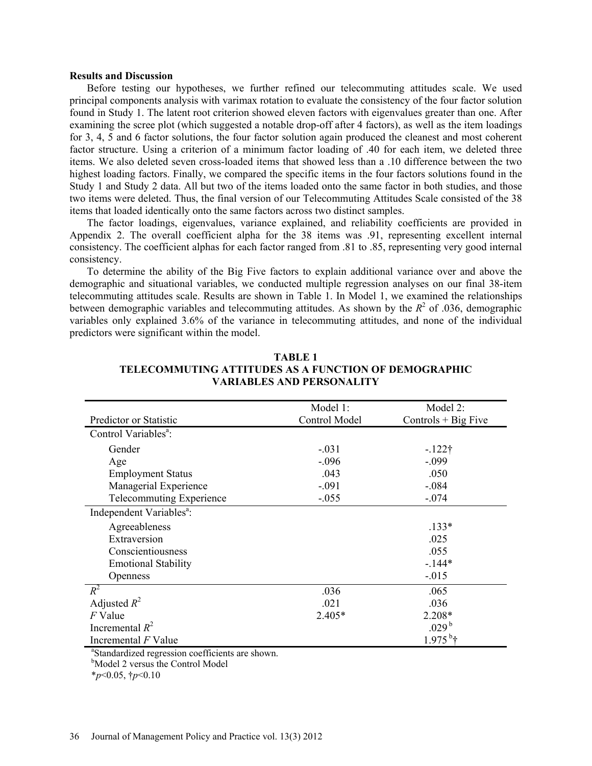**Results and Discussion**

Before testing our hypotheses, we further refined our telecommuting attitudes scale. We used principal components analysis with varimax rotation to evaluate the consistency of the four factor solution found in Study 1. The latent root criterion showed eleven factors with eigenvalues greater than one. After examining the scree plot (which suggested a notable drop-off after 4 factors), as well as the item loadings for 3, 4, 5 and 6 factor solutions, the four factor solution again produced the cleanest and most coherent factor structure. Using a criterion of a minimum factor loading of .40 for each item, we deleted three items. We also deleted seven cross-loaded items that showed less than a .10 difference between the two highest loading factors. Finally, we compared the specific items in the four factors solutions found in the Study 1 and Study 2 data. All but two of the items loaded onto the same factor in both studies, and those two items were deleted. Thus, the final version of our Telecommuting Attitudes Scale consisted of the 38 items that loaded identically onto the same factors across two distinct samples.

The factor loadings, eigenvalues, variance explained, and reliability coefficients are provided in Appendix 2. The overall coefficient alpha for the 38 items was .91, representing excellent internal consistency. The coefficient alphas for each factor ranged from .81 to .85, representing very good internal consistency.

To determine the ability of the Big Five factors to explain additional variance over and above the demographic and situational variables, we conducted multiple regression analyses on our final 38-item telecommuting attitudes scale. Results are shown in Table 1. In Model 1, we examined the relationships between demographic variables and telecommuting attitudes. As shown by the $R^2$ of .036, demographic variables only explained 3.6% of the variance in telecommuting attitudes, and none of the individual predictors were significant within the model.

**TABLE 1**
**TELECOMMUTING ATTITUDES AS A FUNCTION OF DEMOGRAPHIC VARIABLES AND PERSONALITY**

| Predictor or Statistic | Model 1: Control Model | Model 2: Controls + Big Five |
|---|---|---|
| Control Variables[a]: | | |
| Gender | -.031 | -.122† |
| Age | -.096 | -.099 |
| Employment Status | .043 | .050 |
| Managerial Experience | -.091 | -.084 |
| Telecommuting Experience | -.055 | -.074 |
| Independent Variables[a]: | | |
| Agreeableness | | .133* |
| Extraversion | | .025 |
| Conscientiousness | | .055 |
| Emotional Stability | | -.144* |
| Openness | | -.015 |
| $R^2$ | .036 | .065 |
| Adjusted $R^2$ | .021 | .036 |
| $F$ Value | 2.405* | 2.208* |
| Incremental $R^2$ | | .029[b] |
| Incremental $F$ Value | | 1.975[b]† |

[a]Standardized regression coefficients are shown.
[b]Model 2 versus the Control Model
*$p<0.05$, †$p<0.10$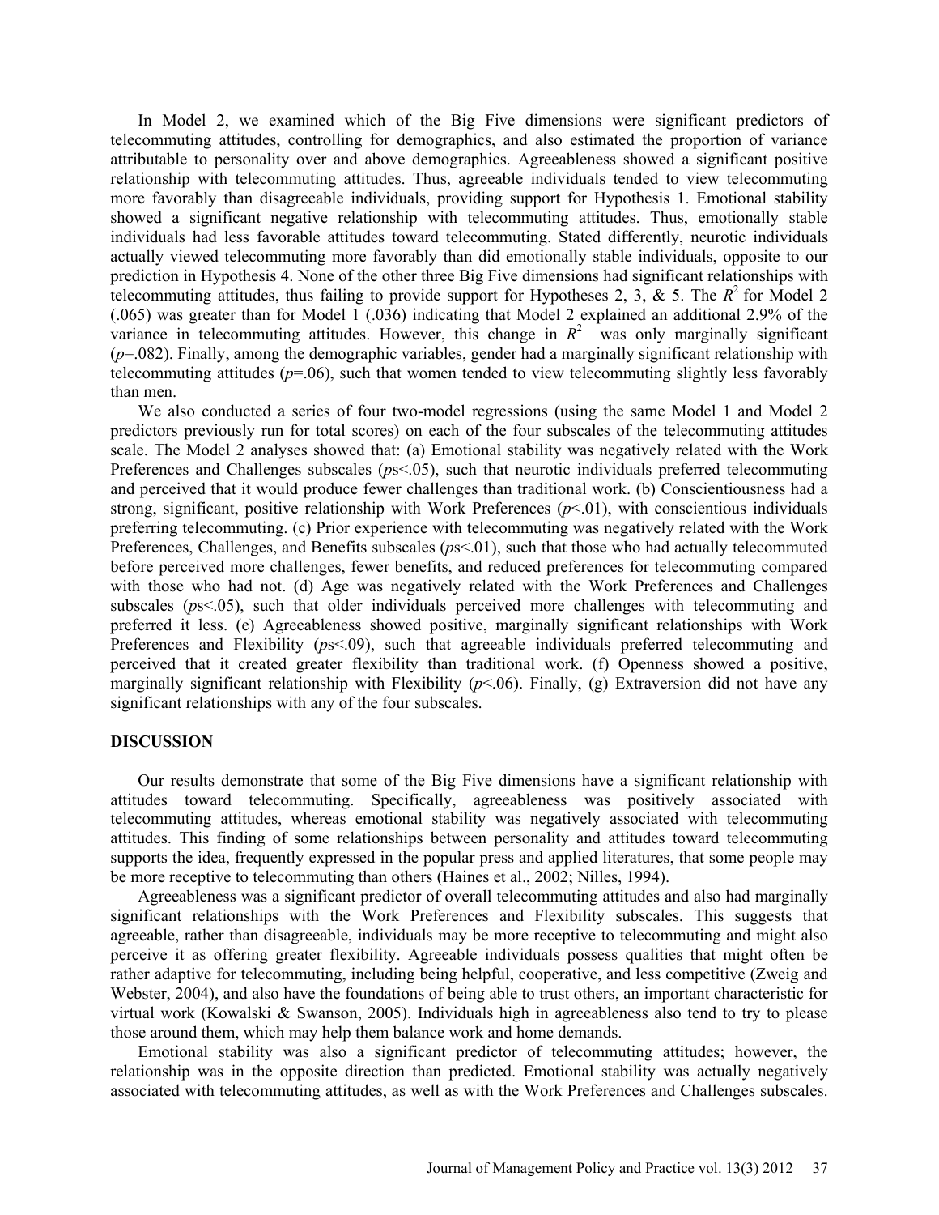In Model 2, we examined which of the Big Five dimensions were significant predictors of telecommuting attitudes, controlling for demographics, and also estimated the proportion of variance attributable to personality over and above demographics. Agreeableness showed a significant positive relationship with telecommuting attitudes. Thus, agreeable individuals tended to view telecommuting more favorably than disagreeable individuals, providing support for Hypothesis 1. Emotional stability showed a significant negative relationship with telecommuting attitudes. Thus, emotionally stable individuals had less favorable attitudes toward telecommuting. Stated differently, neurotic individuals actually viewed telecommuting more favorably than did emotionally stable individuals, opposite to our prediction in Hypothesis 4. None of the other three Big Five dimensions had significant relationships with telecommuting attitudes, thus failing to provide support for Hypotheses 2, 3, & 5. The $R^2$ for Model 2 (.065) was greater than for Model 1 (.036) indicating that Model 2 explained an additional 2.9% of the variance in telecommuting attitudes. However, this change in $R^2$ was only marginally significant ($p$=.082). Finally, among the demographic variables, gender had a marginally significant relationship with telecommuting attitudes ($p$=.06), such that women tended to view telecommuting slightly less favorably than men.

We also conducted a series of four two-model regressions (using the same Model 1 and Model 2 predictors previously run for total scores) on each of the four subscales of the telecommuting attitudes scale. The Model 2 analyses showed that: (a) Emotional stability was negatively related with the Work Preferences and Challenges subscales ($p$s<.05), such that neurotic individuals preferred telecommuting and perceived that it would produce fewer challenges than traditional work. (b) Conscientiousness had a strong, significant, positive relationship with Work Preferences ($p$<.01), with conscientious individuals preferring telecommuting. (c) Prior experience with telecommuting was negatively related with the Work Preferences, Challenges, and Benefits subscales ($p$s<.01), such that those who had actually telecommuted before perceived more challenges, fewer benefits, and reduced preferences for telecommuting compared with those who had not. (d) Age was negatively related with the Work Preferences and Challenges subscales ($p$s<.05), such that older individuals perceived more challenges with telecommuting and preferred it less. (e) Agreeableness showed positive, marginally significant relationships with Work Preferences and Flexibility ($p$s<.09), such that agreeable individuals preferred telecommuting and perceived that it created greater flexibility than traditional work. (f) Openness showed a positive, marginally significant relationship with Flexibility ($p$<.06). Finally, (g) Extraversion did not have any significant relationships with any of the four subscales.

## DISCUSSION

Our results demonstrate that some of the Big Five dimensions have a significant relationship with attitudes toward telecommuting. Specifically, agreeableness was positively associated with telecommuting attitudes, whereas emotional stability was negatively associated with telecommuting attitudes. This finding of some relationships between personality and attitudes toward telecommuting supports the idea, frequently expressed in the popular press and applied literatures, that some people may be more receptive to telecommuting than others (Haines et al., 2002; Nilles, 1994).

Agreeableness was a significant predictor of overall telecommuting attitudes and also had marginally significant relationships with the Work Preferences and Flexibility subscales. This suggests that agreeable, rather than disagreeable, individuals may be more receptive to telecommuting and might also perceive it as offering greater flexibility. Agreeable individuals possess qualities that might often be rather adaptive for telecommuting, including being helpful, cooperative, and less competitive (Zweig and Webster, 2004), and also have the foundations of being able to trust others, an important characteristic for virtual work (Kowalski & Swanson, 2005). Individuals high in agreeableness also tend to try to please those around them, which may help them balance work and home demands.

Emotional stability was also a significant predictor of telecommuting attitudes; however, the relationship was in the opposite direction than predicted. Emotional stability was actually negatively associated with telecommuting attitudes, as well as with the Work Preferences and Challenges subscales.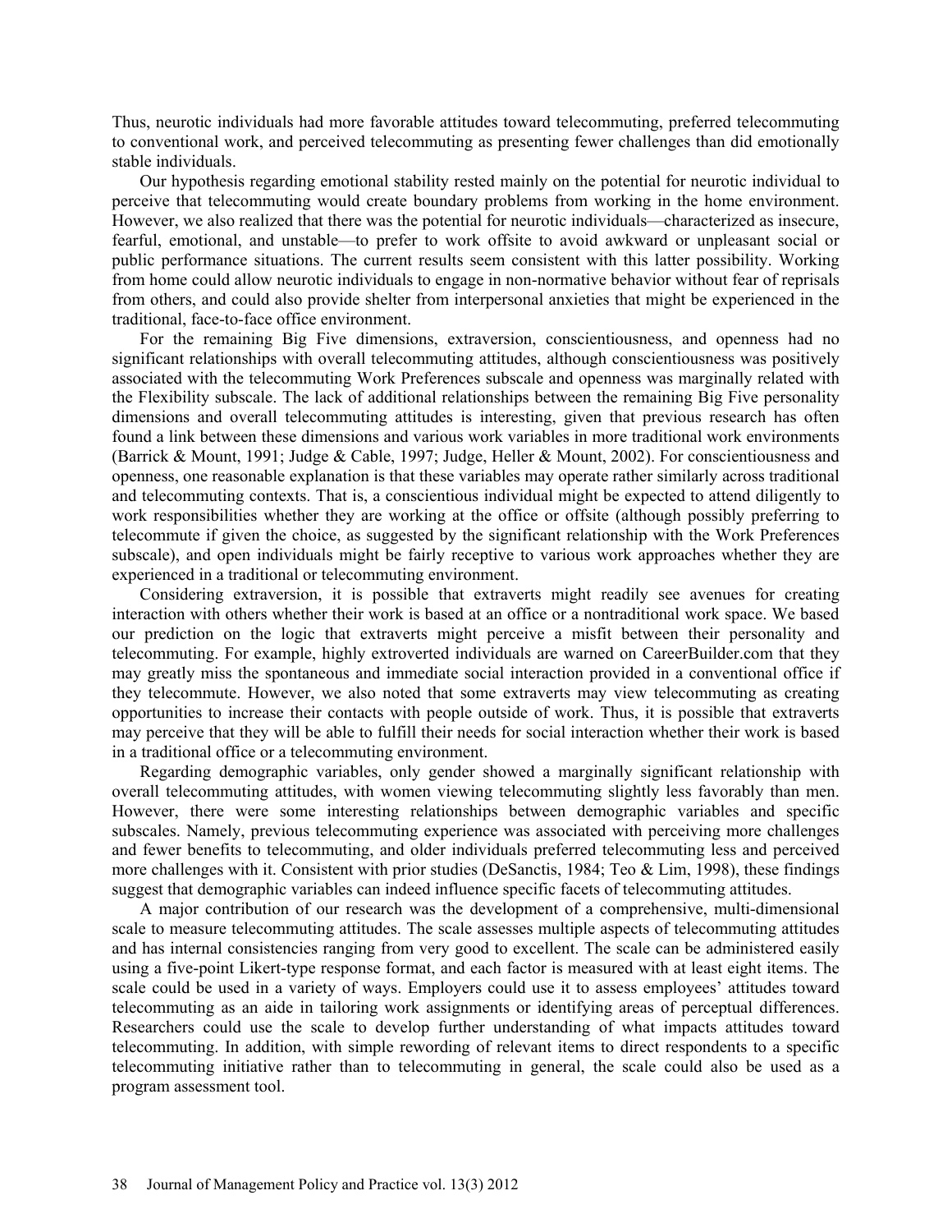Thus, neurotic individuals had more favorable attitudes toward telecommuting, preferred telecommuting to conventional work, and perceived telecommuting as presenting fewer challenges than did emotionally stable individuals.

Our hypothesis regarding emotional stability rested mainly on the potential for neurotic individual to perceive that telecommuting would create boundary problems from working in the home environment. However, we also realized that there was the potential for neurotic individuals—characterized as insecure, fearful, emotional, and unstable—to prefer to work offsite to avoid awkward or unpleasant social or public performance situations. The current results seem consistent with this latter possibility. Working from home could allow neurotic individuals to engage in non-normative behavior without fear of reprisals from others, and could also provide shelter from interpersonal anxieties that might be experienced in the traditional, face-to-face office environment.

For the remaining Big Five dimensions, extraversion, conscientiousness, and openness had no significant relationships with overall telecommuting attitudes, although conscientiousness was positively associated with the telecommuting Work Preferences subscale and openness was marginally related with the Flexibility subscale. The lack of additional relationships between the remaining Big Five personality dimensions and overall telecommuting attitudes is interesting, given that previous research has often found a link between these dimensions and various work variables in more traditional work environments (Barrick & Mount, 1991; Judge & Cable, 1997; Judge, Heller & Mount, 2002). For conscientiousness and openness, one reasonable explanation is that these variables may operate rather similarly across traditional and telecommuting contexts. That is, a conscientious individual might be expected to attend diligently to work responsibilities whether they are working at the office or offsite (although possibly preferring to telecommute if given the choice, as suggested by the significant relationship with the Work Preferences subscale), and open individuals might be fairly receptive to various work approaches whether they are experienced in a traditional or telecommuting environment.

Considering extraversion, it is possible that extraverts might readily see avenues for creating interaction with others whether their work is based at an office or a nontraditional work space. We based our prediction on the logic that extraverts might perceive a misfit between their personality and telecommuting. For example, highly extroverted individuals are warned on CareerBuilder.com that they may greatly miss the spontaneous and immediate social interaction provided in a conventional office if they telecommute. However, we also noted that some extraverts may view telecommuting as creating opportunities to increase their contacts with people outside of work. Thus, it is possible that extraverts may perceive that they will be able to fulfill their needs for social interaction whether their work is based in a traditional office or a telecommuting environment.

Regarding demographic variables, only gender showed a marginally significant relationship with overall telecommuting attitudes, with women viewing telecommuting slightly less favorably than men. However, there were some interesting relationships between demographic variables and specific subscales. Namely, previous telecommuting experience was associated with perceiving more challenges and fewer benefits to telecommuting, and older individuals preferred telecommuting less and perceived more challenges with it. Consistent with prior studies (DeSanctis, 1984; Teo & Lim, 1998), these findings suggest that demographic variables can indeed influence specific facets of telecommuting attitudes.

A major contribution of our research was the development of a comprehensive, multi-dimensional scale to measure telecommuting attitudes. The scale assesses multiple aspects of telecommuting attitudes and has internal consistencies ranging from very good to excellent. The scale can be administered easily using a five-point Likert-type response format, and each factor is measured with at least eight items. The scale could be used in a variety of ways. Employers could use it to assess employees' attitudes toward telecommuting as an aide in tailoring work assignments or identifying areas of perceptual differences. Researchers could use the scale to develop further understanding of what impacts attitudes toward telecommuting. In addition, with simple rewording of relevant items to direct respondents to a specific telecommuting initiative rather than to telecommuting in general, the scale could also be used as a program assessment tool.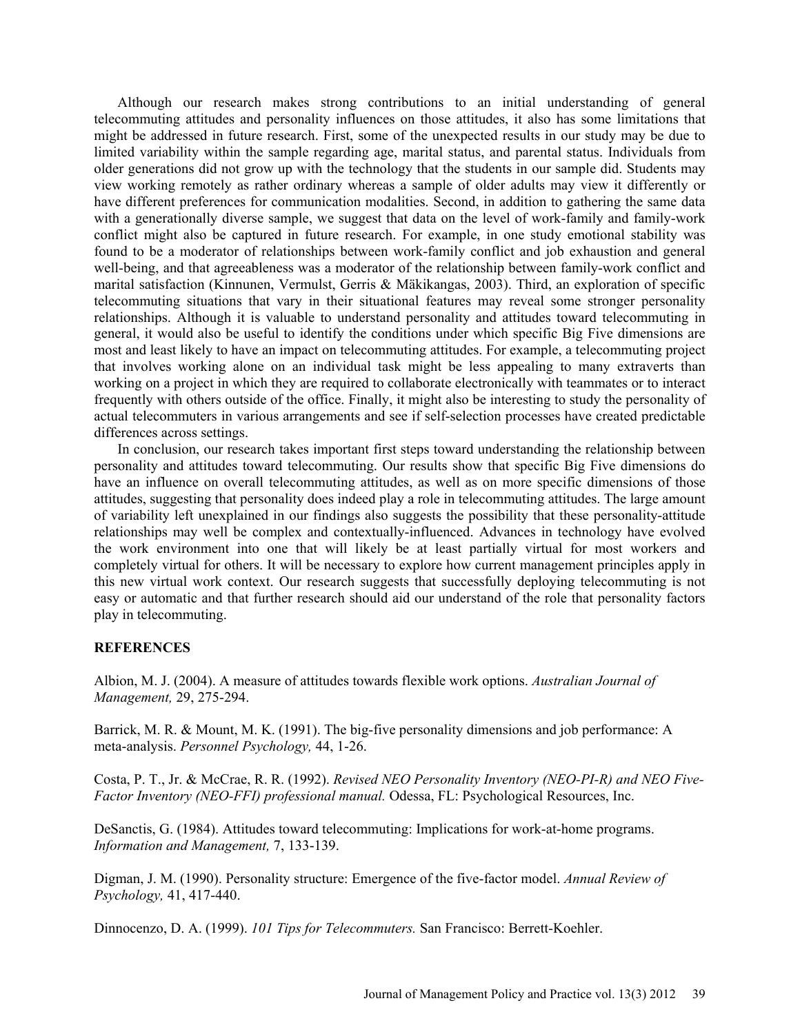Although our research makes strong contributions to an initial understanding of general telecommuting attitudes and personality influences on those attitudes, it also has some limitations that might be addressed in future research. First, some of the unexpected results in our study may be due to limited variability within the sample regarding age, marital status, and parental status. Individuals from older generations did not grow up with the technology that the students in our sample did. Students may view working remotely as rather ordinary whereas a sample of older adults may view it differently or have different preferences for communication modalities. Second, in addition to gathering the same data with a generationally diverse sample, we suggest that data on the level of work-family and family-work conflict might also be captured in future research. For example, in one study emotional stability was found to be a moderator of relationships between work-family conflict and job exhaustion and general well-being, and that agreeableness was a moderator of the relationship between family-work conflict and marital satisfaction (Kinnunen, Vermulst, Gerris & Mäkikangas, 2003). Third, an exploration of specific telecommuting situations that vary in their situational features may reveal some stronger personality relationships. Although it is valuable to understand personality and attitudes toward telecommuting in general, it would also be useful to identify the conditions under which specific Big Five dimensions are most and least likely to have an impact on telecommuting attitudes. For example, a telecommuting project that involves working alone on an individual task might be less appealing to many extraverts than working on a project in which they are required to collaborate electronically with teammates or to interact frequently with others outside of the office. Finally, it might also be interesting to study the personality of actual telecommuters in various arrangements and see if self-selection processes have created predictable differences across settings.

In conclusion, our research takes important first steps toward understanding the relationship between personality and attitudes toward telecommuting. Our results show that specific Big Five dimensions do have an influence on overall telecommuting attitudes, as well as on more specific dimensions of those attitudes, suggesting that personality does indeed play a role in telecommuting attitudes. The large amount of variability left unexplained in our findings also suggests the possibility that these personality-attitude relationships may well be complex and contextually-influenced. Advances in technology have evolved the work environment into one that will likely be at least partially virtual for most workers and completely virtual for others. It will be necessary to explore how current management principles apply in this new virtual work context. Our research suggests that successfully deploying telecommuting is not easy or automatic and that further research should aid our understand of the role that personality factors play in telecommuting.

## REFERENCES

Albion, M. J. (2004). A measure of attitudes towards flexible work options. *Australian Journal of Management,* 29, 275-294.

Barrick, M. R. & Mount, M. K. (1991). The big-five personality dimensions and job performance: A meta-analysis. *Personnel Psychology,* 44, 1-26.

Costa, P. T., Jr. & McCrae, R. R. (1992). *Revised NEO Personality Inventory (NEO-PI-R) and NEO Five-Factor Inventory (NEO-FFI) professional manual.* Odessa, FL: Psychological Resources, Inc.

DeSanctis, G. (1984). Attitudes toward telecommuting: Implications for work-at-home programs. *Information and Management,* 7, 133-139.

Digman, J. M. (1990). Personality structure: Emergence of the five-factor model. *Annual Review of Psychology,* 41, 417-440.

Dinnocenzo, D. A. (1999). *101 Tips for Telecommuters.* San Francisco: Berrett-Koehler.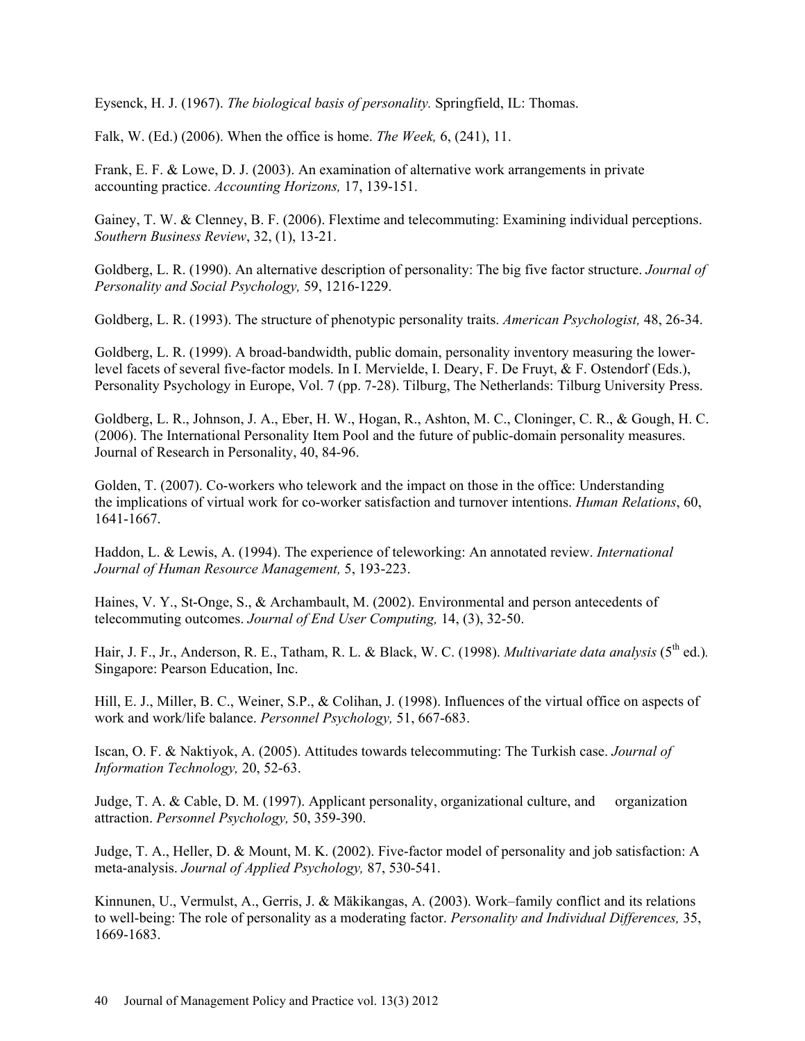Eysenck, H. J. (1967). *The biological basis of personality.* Springfield, IL: Thomas.

Falk, W. (Ed.) (2006). When the office is home. *The Week,* 6, (241), 11.

Frank, E. F. & Lowe, D. J. (2003). An examination of alternative work arrangements in private accounting practice. *Accounting Horizons,* 17, 139-151.

Gainey, T. W. & Clenney, B. F. (2006). Flextime and telecommuting: Examining individual perceptions. *Southern Business Review*, 32, (1), 13-21.

Goldberg, L. R. (1990). An alternative description of personality: The big five factor structure. *Journal of Personality and Social Psychology,* 59, 1216-1229.

Goldberg, L. R. (1993). The structure of phenotypic personality traits. *American Psychologist,* 48, 26-34.

Goldberg, L. R. (1999). A broad-bandwidth, public domain, personality inventory measuring the lower-level facets of several five-factor models. In I. Mervielde, I. Deary, F. De Fruyt, & F. Ostendorf (Eds.), Personality Psychology in Europe, Vol. 7 (pp. 7-28). Tilburg, The Netherlands: Tilburg University Press.

Goldberg, L. R., Johnson, J. A., Eber, H. W., Hogan, R., Ashton, M. C., Cloninger, C. R., & Gough, H. C. (2006). The International Personality Item Pool and the future of public-domain personality measures. Journal of Research in Personality, 40, 84-96.

Golden, T. (2007). Co-workers who telework and the impact on those in the office: Understanding the implications of virtual work for co-worker satisfaction and turnover intentions. *Human Relations*, 60, 1641-1667.

Haddon, L. & Lewis, A. (1994). The experience of teleworking: An annotated review. *International Journal of Human Resource Management,* 5, 193-223.

Haines, V. Y., St-Onge, S., & Archambault, M. (2002). Environmental and person antecedents of telecommuting outcomes. *Journal of End User Computing,* 14, (3), 32-50.

Hair, J. F., Jr., Anderson, R. E., Tatham, R. L. & Black, W. C. (1998). *Multivariate data analysis* (5th ed.)*.* Singapore: Pearson Education, Inc.

Hill, E. J., Miller, B. C., Weiner, S.P., & Colihan, J. (1998). Influences of the virtual office on aspects of work and work/life balance. *Personnel Psychology,* 51, 667-683.

Iscan, O. F. & Naktiyok, A. (2005). Attitudes towards telecommuting: The Turkish case. *Journal of Information Technology,* 20, 52-63.

Judge, T. A. & Cable, D. M. (1997). Applicant personality, organizational culture, and organization attraction. *Personnel Psychology,* 50, 359-390.

Judge, T. A., Heller, D. & Mount, M. K. (2002). Five-factor model of personality and job satisfaction: A meta-analysis. *Journal of Applied Psychology,* 87, 530-541.

Kinnunen, U., Vermulst, A., Gerris, J. & Mäkikangas, A. (2003). Work–family conflict and its relations to well-being: The role of personality as a moderating factor. *Personality and Individual Differences,* 35, 1669-1683.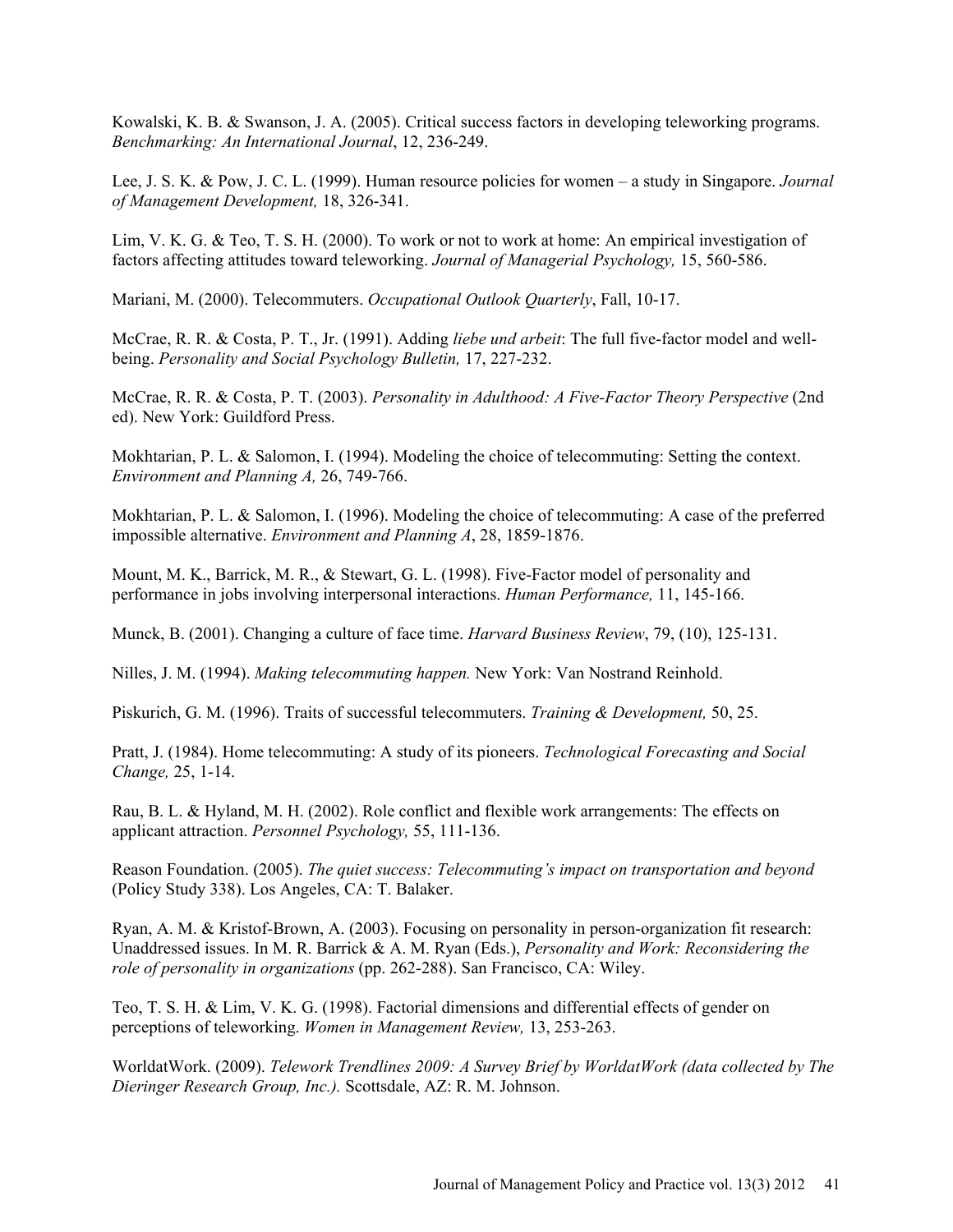Kowalski, K. B. & Swanson, J. A. (2005). Critical success factors in developing teleworking programs. *Benchmarking: An International Journal*, 12, 236-249.

Lee, J. S. K. & Pow, J. C. L. (1999). Human resource policies for women – a study in Singapore. *Journal of Management Development,* 18, 326-341.

Lim, V. K. G. & Teo, T. S. H. (2000). To work or not to work at home: An empirical investigation of factors affecting attitudes toward teleworking. *Journal of Managerial Psychology,* 15, 560-586.

Mariani, M. (2000). Telecommuters. *Occupational Outlook Quarterly*, Fall, 10-17.

McCrae, R. R. & Costa, P. T., Jr. (1991). Adding *liebe und arbeit*: The full five-factor model and well-being. *Personality and Social Psychology Bulletin,* 17, 227-232.

McCrae, R. R. & Costa, P. T. (2003). *Personality in Adulthood: A Five-Factor Theory Perspective* (2nd ed). New York: Guildford Press.

Mokhtarian, P. L. & Salomon, I. (1994). Modeling the choice of telecommuting: Setting the context. *Environment and Planning A,* 26, 749-766.

Mokhtarian, P. L. & Salomon, I. (1996). Modeling the choice of telecommuting: A case of the preferred impossible alternative. *Environment and Planning A*, 28, 1859-1876.

Mount, M. K., Barrick, M. R., & Stewart, G. L. (1998). Five-Factor model of personality and performance in jobs involving interpersonal interactions. *Human Performance,* 11, 145-166.

Munck, B. (2001). Changing a culture of face time. *Harvard Business Review*, 79, (10), 125-131.

Nilles, J. M. (1994). *Making telecommuting happen.* New York: Van Nostrand Reinhold.

Piskurich, G. M. (1996). Traits of successful telecommuters. *Training & Development,* 50, 25.

Pratt, J. (1984). Home telecommuting: A study of its pioneers. *Technological Forecasting and Social Change,* 25, 1-14.

Rau, B. L. & Hyland, M. H. (2002). Role conflict and flexible work arrangements: The effects on applicant attraction. *Personnel Psychology,* 55, 111-136.

Reason Foundation. (2005). *The quiet success: Telecommuting's impact on transportation and beyond* (Policy Study 338). Los Angeles, CA: T. Balaker.

Ryan, A. M. & Kristof-Brown, A. (2003). Focusing on personality in person-organization fit research: Unaddressed issues. In M. R. Barrick & A. M. Ryan (Eds.), *Personality and Work: Reconsidering the role of personality in organizations* (pp. 262-288). San Francisco, CA: Wiley.

Teo, T. S. H. & Lim, V. K. G. (1998). Factorial dimensions and differential effects of gender on perceptions of teleworking. *Women in Management Review,* 13, 253-263.

WorldatWork. (2009). *Telework Trendlines 2009: A Survey Brief by WorldatWork (data collected by The Dieringer Research Group, Inc.).* Scottsdale, AZ: R. M. Johnson.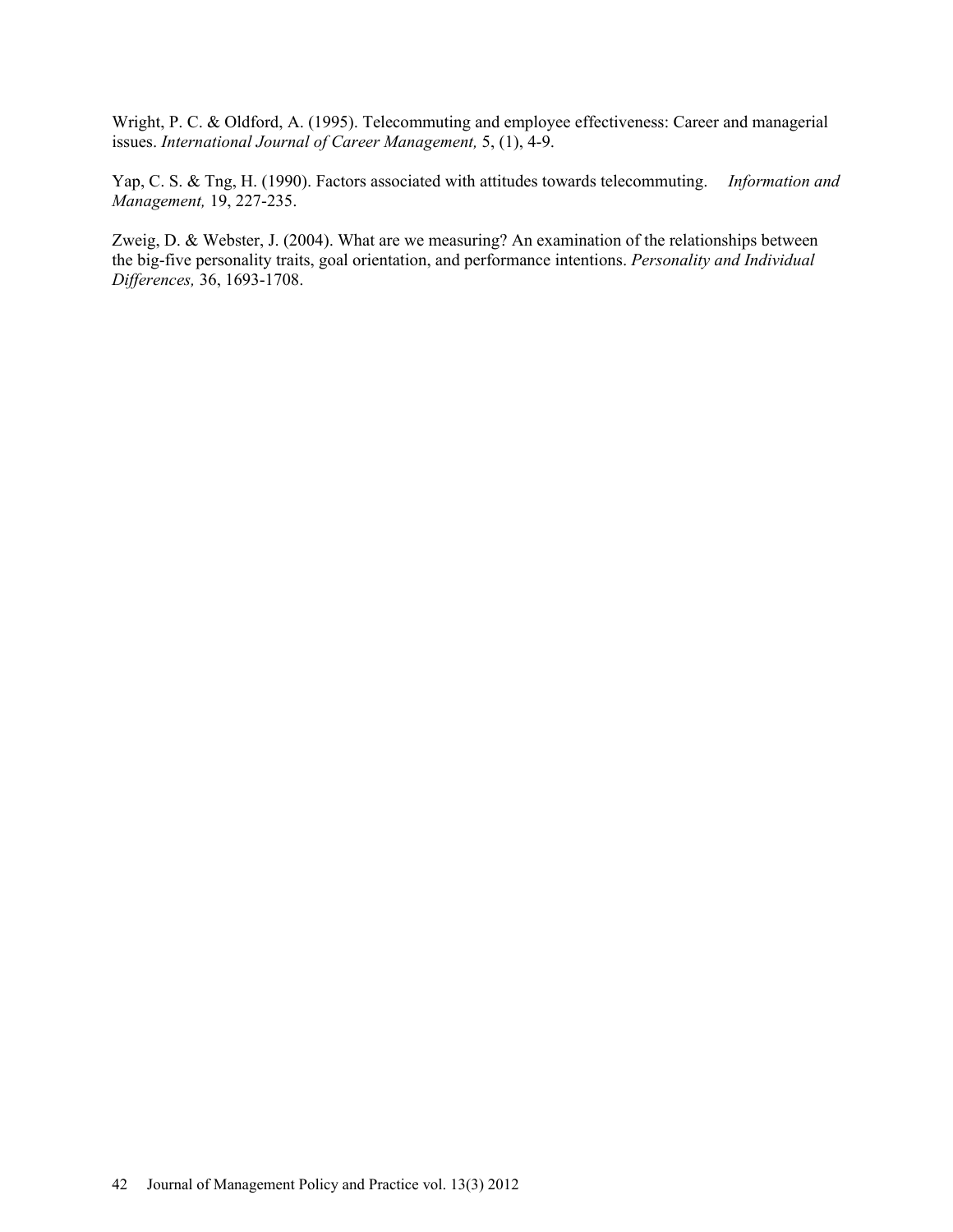Wright, P. C. & Oldford, A. (1995). Telecommuting and employee effectiveness: Career and managerial issues. *International Journal of Career Management,* 5, (1), 4-9.

Yap, C. S. & Tng, H. (1990). Factors associated with attitudes towards telecommuting. *Information and Management,* 19, 227-235.

Zweig, D. & Webster, J. (2004). What are we measuring? An examination of the relationships between the big-five personality traits, goal orientation, and performance intentions. *Personality and Individual Differences,* 36, 1693-1708.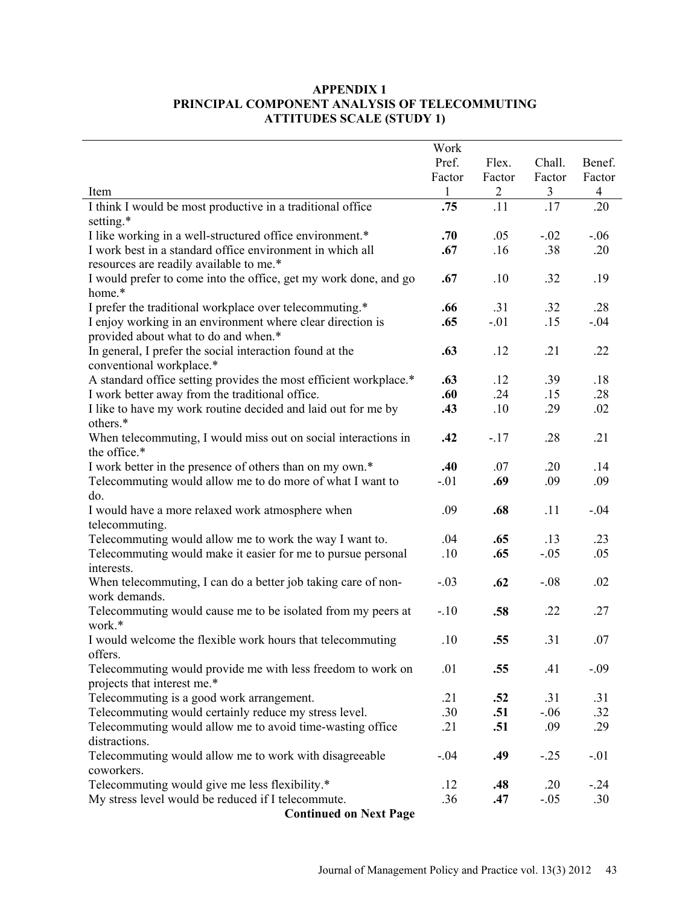**APPENDIX 1**
**PRINCIPAL COMPONENT ANALYSIS OF TELECOMMUTING ATTITUDES SCALE (STUDY 1)**

| Item | Work Pref. Factor 1 | Flex. Factor 2 | Chall. Factor 3 | Benef. Factor 4 |
|---|---|---|---|---|
| I think I would be most productive in a traditional office setting.* | **.75** | .11 | .17 | .20 |
| I like working in a well-structured office environment.* | **.70** | .05 | -.02 | -.06 |
| I work best in a standard office environment in which all resources are readily available to me.* | **.67** | .16 | .38 | .20 |
| I would prefer to come into the office, get my work done, and go home.* | **.67** | .10 | .32 | .19 |
| I prefer the traditional workplace over telecommuting.* | **.66** | .31 | .32 | .28 |
| I enjoy working in an environment where clear direction is provided about what to do and when.* | **.65** | -.01 | .15 | -.04 |
| In general, I prefer the social interaction found at the conventional workplace.* | **.63** | .12 | .21 | .22 |
| A standard office setting provides the most efficient workplace.* | **.63** | .12 | .39 | .18 |
| I work better away from the traditional office. | **.60** | .24 | .15 | .28 |
| I like to have my work routine decided and laid out for me by others.* | **.43** | .10 | .29 | .02 |
| When telecommuting, I would miss out on social interactions in the office.* | **.42** | -.17 | .28 | .21 |
| I work better in the presence of others than on my own.* | **.40** | .07 | .20 | .14 |
| Telecommuting would allow me to do more of what I want to do. | -.01 | **.69** | .09 | .09 |
| I would have a more relaxed work atmosphere when telecommuting. | .09 | **.68** | .11 | -.04 |
| Telecommuting would allow me to work the way I want to. | .04 | **.65** | .13 | .23 |
| Telecommuting would make it easier for me to pursue personal interests. | .10 | **.65** | -.05 | .05 |
| When telecommuting, I can do a better job taking care of non-work demands. | -.03 | **.62** | -.08 | .02 |
| Telecommuting would cause me to be isolated from my peers at work.* | -.10 | **.58** | .22 | .27 |
| I would welcome the flexible work hours that telecommuting offers. | .10 | **.55** | .31 | .07 |
| Telecommuting would provide me with less freedom to work on projects that interest me.* | .01 | **.55** | .41 | -.09 |
| Telecommuting is a good work arrangement. | .21 | **.52** | .31 | .31 |
| Telecommuting would certainly reduce my stress level. | .30 | **.51** | -.06 | .32 |
| Telecommuting would allow me to avoid time-wasting office distractions. | .21 | **.51** | .09 | .29 |
| Telecommuting would allow me to work with disagreeable coworkers. | -.04 | **.49** | -.25 | -.01 |
| Telecommuting would give me less flexibility.* | .12 | **.48** | .20 | -.24 |
| My stress level would be reduced if I telecommute. | .36 | **.47** | -.05 | .30 |

**Continued on Next Page**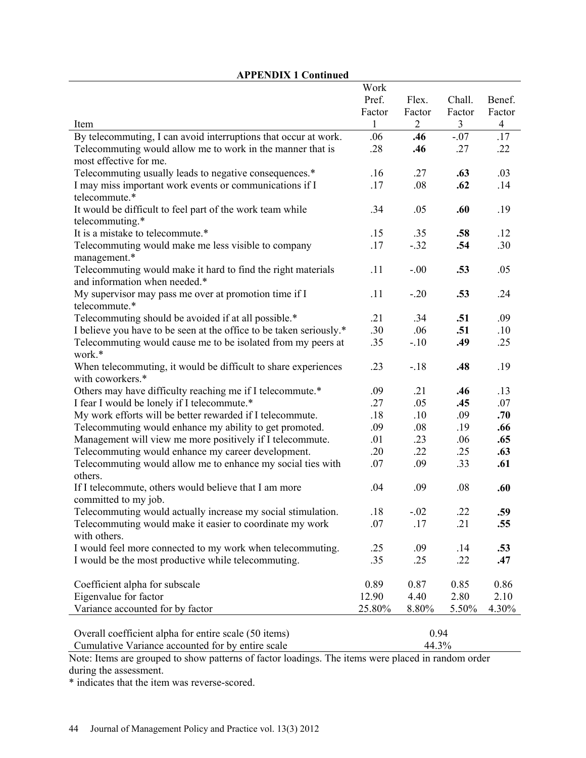**APPENDIX 1 Continued**

| Item | Work Pref. Factor 1 | Flex. Factor 2 | Chall. Factor 3 | Benef. Factor 4 |
|---|---|---|---|---|
| By telecommuting, I can avoid interruptions that occur at work. | .06 | **.46** | -.07 | .17 |
| Telecommuting would allow me to work in the manner that is most effective for me. | .28 | **.46** | .27 | .22 |
| Telecommuting usually leads to negative consequences.* | .16 | .27 | **.63** | .03 |
| I may miss important work events or communications if I telecommute.* | .17 | .08 | **.62** | .14 |
| It would be difficult to feel part of the work team while telecommuting.* | .34 | .05 | **.60** | .19 |
| It is a mistake to telecommute.* | .15 | .35 | **.58** | .12 |
| Telecommuting would make me less visible to company management.* | .17 | -.32 | **.54** | .30 |
| Telecommuting would make it hard to find the right materials and information when needed.* | .11 | -.00 | **.53** | .05 |
| My supervisor may pass me over at promotion time if I telecommute.* | .11 | -.20 | **.53** | .24 |
| Telecommuting should be avoided if at all possible.* | .21 | .34 | **.51** | .09 |
| I believe you have to be seen at the office to be taken seriously.* | .30 | .06 | **.51** | .10 |
| Telecommuting would cause me to be isolated from my peers at work.* | .35 | -.10 | **.49** | .25 |
| When telecommuting, it would be difficult to share experiences with coworkers.* | .23 | -.18 | **.48** | .19 |
| Others may have difficulty reaching me if I telecommute.* | .09 | .21 | **.46** | .13 |
| I fear I would be lonely if I telecommute.* | .27 | .05 | **.45** | .07 |
| My work efforts will be better rewarded if I telecommute. | .18 | .10 | .09 | **.70** |
| Telecommuting would enhance my ability to get promoted. | .09 | .08 | .19 | **.66** |
| Management will view me more positively if I telecommute. | .01 | .23 | .06 | **.65** |
| Telecommuting would enhance my career development. | .20 | .22 | .25 | **.63** |
| Telecommuting would allow me to enhance my social ties with others. | .07 | .09 | .33 | **.61** |
| If I telecommute, others would believe that I am more committed to my job. | .04 | .09 | .08 | **.60** |
| Telecommuting would actually increase my social stimulation. | .18 | -.02 | .22 | **.59** |
| Telecommuting would make it easier to coordinate my work with others. | .07 | .17 | .21 | **.55** |
| I would feel more connected to my work when telecommuting. | .25 | .09 | .14 | **.53** |
| I would be the most productive while telecommuting. | .35 | .25 | .22 | **.47** |
| Coefficient alpha for subscale | 0.89 | 0.87 | 0.85 | 0.86 |
| Eigenvalue for factor | 12.90 | 4.40 | 2.80 | 2.10 |
| Variance accounted for by factor | 25.80% | 8.80% | 5.50% | 4.30% |
| Overall coefficient alpha for entire scale (50 items) | 0.94 | | | |
| Cumulative Variance accounted for by entire scale | 44.3% | | | |

Note: Items are grouped to show patterns of factor loadings. The items were placed in random order during the assessment.

\* indicates that the item was reverse-scored.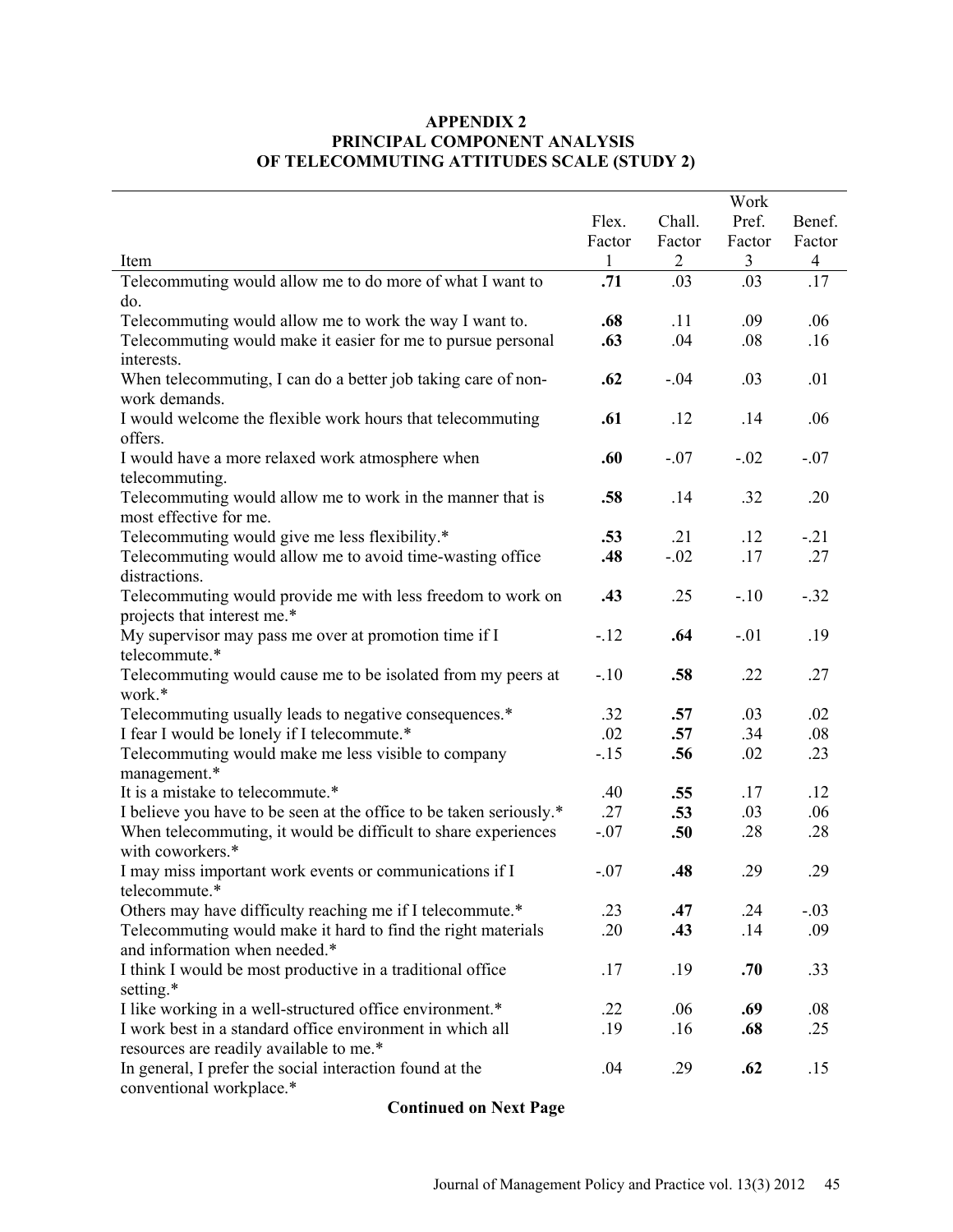**APPENDIX 2**
**PRINCIPAL COMPONENT ANALYSIS**
**OF TELECOMMUTING ATTITUDES SCALE (STUDY 2)**

| Item | Flex. Factor 1 | Chall. Factor 2 | Work Pref. Factor 3 | Benef. Factor 4 |
|---|---|---|---|---|
| Telecommuting would allow me to do more of what I want to do. | **.71** | .03 | .03 | .17 |
| Telecommuting would allow me to work the way I want to. | **.68** | .11 | .09 | .06 |
| Telecommuting would make it easier for me to pursue personal interests. | **.63** | .04 | .08 | .16 |
| When telecommuting, I can do a better job taking care of non-work demands. | **.62** | -.04 | .03 | .01 |
| I would welcome the flexible work hours that telecommuting offers. | **.61** | .12 | .14 | .06 |
| I would have a more relaxed work atmosphere when telecommuting. | **.60** | -.07 | -.02 | -.07 |
| Telecommuting would allow me to work in the manner that is most effective for me. | **.58** | .14 | .32 | .20 |
| Telecommuting would give me less flexibility.* | **.53** | .21 | .12 | -.21 |
| Telecommuting would allow me to avoid time-wasting office distractions. | **.48** | -.02 | .17 | .27 |
| Telecommuting would provide me with less freedom to work on projects that interest me.* | **.43** | .25 | -.10 | -.32 |
| My supervisor may pass me over at promotion time if I telecommute.* | -.12 | **.64** | -.01 | .19 |
| Telecommuting would cause me to be isolated from my peers at work.* | -.10 | **.58** | .22 | .27 |
| Telecommuting usually leads to negative consequences.* | .32 | **.57** | .03 | .02 |
| I fear I would be lonely if I telecommute.* | .02 | **.57** | .34 | .08 |
| Telecommuting would make me less visible to company management.* | -.15 | **.56** | .02 | .23 |
| It is a mistake to telecommute.* | .40 | **.55** | .17 | .12 |
| I believe you have to be seen at the office to be taken seriously.* | .27 | **.53** | .03 | .06 |
| When telecommuting, it would be difficult to share experiences with coworkers.* | -.07 | **.50** | .28 | .28 |
| I may miss important work events or communications if I telecommute.* | -.07 | **.48** | .29 | .29 |
| Others may have difficulty reaching me if I telecommute.* | .23 | **.47** | .24 | -.03 |
| Telecommuting would make it hard to find the right materials and information when needed.* | .20 | **.43** | .14 | .09 |
| I think I would be most productive in a traditional office setting.* | .17 | .19 | **.70** | .33 |
| I like working in a well-structured office environment.* | .22 | .06 | **.69** | .08 |
| I work best in a standard office environment in which all resources are readily available to me.* | .19 | .16 | **.68** | .25 |
| In general, I prefer the social interaction found at the conventional workplace.* | .04 | .29 | **.62** | .15 |

**Continued on Next Page**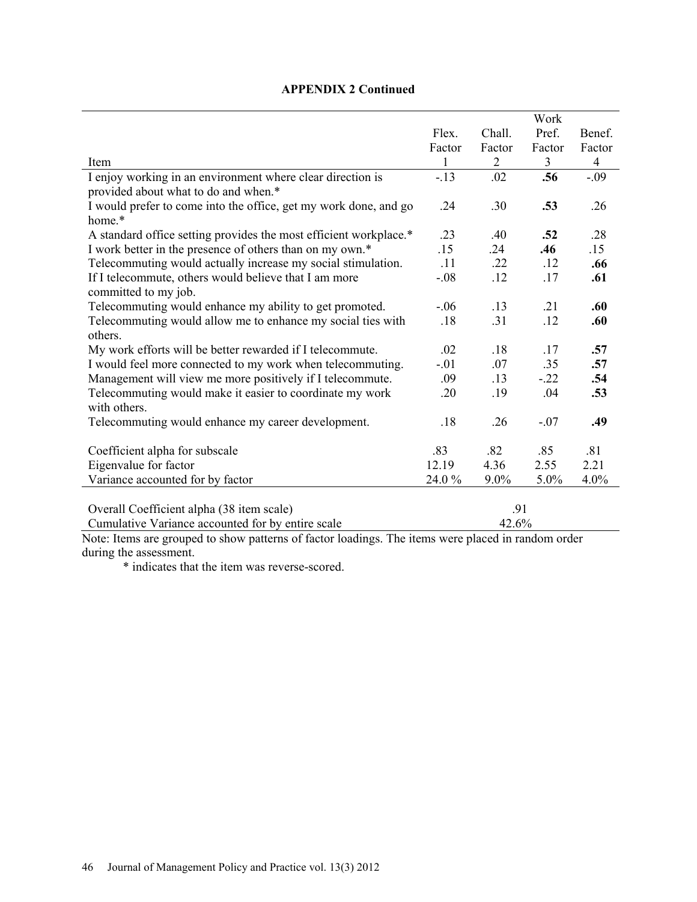**APPENDIX 2 Continued**

| Item | Flex. Factor 1 | Chall. Factor 2 | Work Pref. Factor 3 | Benef. Factor 4 |
|---|---|---|---|---|
| I enjoy working in an environment where clear direction is provided about what to do and when.* | -.13 | .02 | **.56** | -.09 |
| I would prefer to come into the office, get my work done, and go home.* | .24 | .30 | **.53** | .26 |
| A standard office setting provides the most efficient workplace.* | .23 | .40 | **.52** | .28 |
| I work better in the presence of others than on my own.* | .15 | .24 | **.46** | .15 |
| Telecommuting would actually increase my social stimulation. | .11 | .22 | .12 | **.66** |
| If I telecommute, others would believe that I am more committed to my job. | -.08 | .12 | .17 | **.61** |
| Telecommuting would enhance my ability to get promoted. | -.06 | .13 | .21 | **.60** |
| Telecommuting would allow me to enhance my social ties with others. | .18 | .31 | .12 | **.60** |
| My work efforts will be better rewarded if I telecommute. | .02 | .18 | .17 | **.57** |
| I would feel more connected to my work when telecommuting. | -.01 | .07 | .35 | **.57** |
| Management will view me more positively if I telecommute. | .09 | .13 | -.22 | **.54** |
| Telecommuting would make it easier to coordinate my work with others. | .20 | .19 | .04 | **.53** |
| Telecommuting would enhance my career development. | .18 | .26 | -.07 | **.49** |
| Coefficient alpha for subscale | .83 | .82 | .85 | .81 |
| Eigenvalue for factor | 12.19 | 4.36 | 2.55 | 2.21 |
| Variance accounted for by factor | 24.0 % | 9.0% | 5.0% | 4.0% |
| Overall Coefficient alpha (38 item scale) | | .91 | | |
| Cumulative Variance accounted for by entire scale | | 42.6% | | |

Note: Items are grouped to show patterns of factor loadings. The items were placed in random order during the assessment.

\* indicates that the item was reverse-scored.